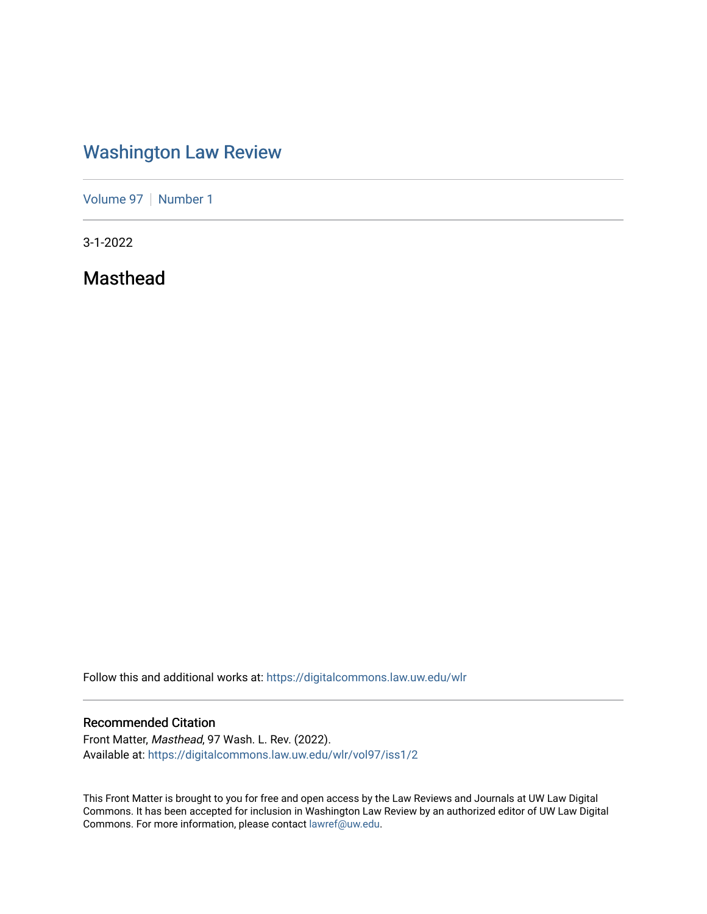# Washington Law Review

Volume 97 | Number 1

3-1-2022

## Masthead

Follow this and additional works at: https://digitalcommons.law.uw.edu/wlr

### Recommended Citation

Front Matter, *Masthead*, 97 Wash. L. Rev. (2022).
Available at: https://digitalcommons.law.uw.edu/wlr/vol97/iss1/2

This Front Matter is brought to you for free and open access by the Law Reviews and Journals at UW Law Digital Commons. It has been accepted for inclusion in Washington Law Review by an authorized editor of UW Law Digital Commons. For more information, please contact lawref@uw.edu.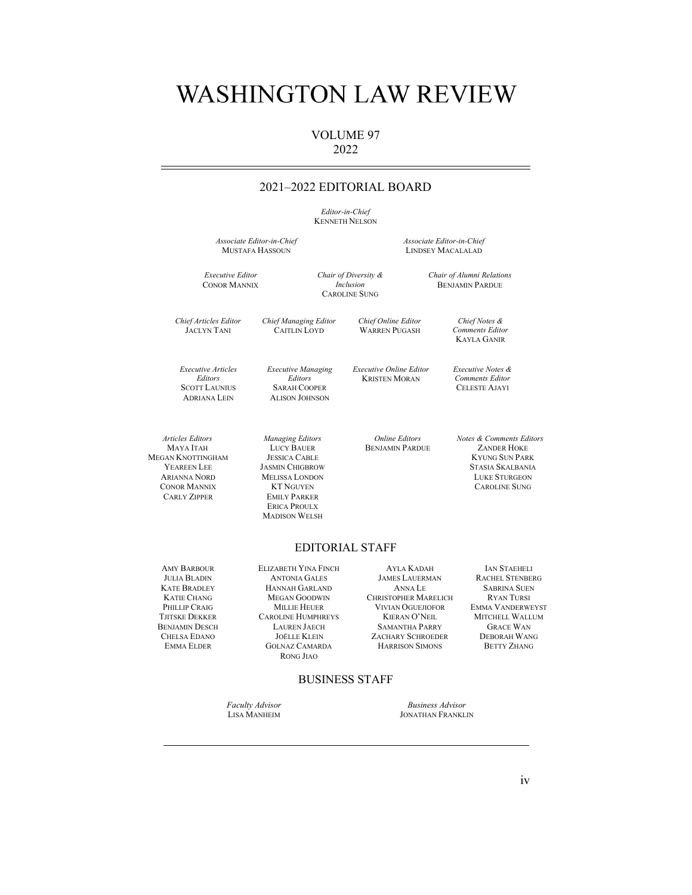# WASHINGTON LAW REVIEW

VOLUME 97
2022

## 2021–2022 EDITORIAL BOARD

*Editor-in-Chief*
KENNETH NELSON

*Associate Editor-in-Chief*
MUSTAFA HASSOUN

*Associate Editor-in-Chief*
LINDSEY MACALALAD

*Executive Editor*
CONOR MANNIX

*Chair of Diversity & Inclusion*
CAROLINE SUNG

*Chair of Alumni Relations*
BENJAMIN PARDUE

*Chief Articles Editor*
JACLYN TANI

*Chief Managing Editor*
CAITLIN LOYD

*Chief Online Editor*
WARREN PUGASH

*Chief Notes & Comments Editor*
KAYLA GANIR

*Executive Articles Editors*
SCOTT LAUNIUS
ADRIANA LEIN

*Executive Managing Editors*
SARAH COOPER
ALISON JOHNSON

*Executive Online Editor*
KRISTEN MORAN

*Executive Notes & Comments Editor*
CELESTE AJAYI

*Articles Editors*
MAYA ITAH
MEGAN KNOTTINGHAM
YEAREEN LEE
ARIANNA NORD
CONOR MANNIX
CARLY ZIPPER

*Managing Editors*
LUCY BAUER
JESSICA CABLE
JASMIN CHIGBROW
MELISSA LONDON
KT NGUYEN
EMILY PARKER
ERICA PROULX
MADISON WELSH

*Online Editors*
BENJAMIN PARDUE

*Notes & Comments Editors*
ZANDER HOKE
KYUNG SUN PARK
STASIA SKALBANIA
LUKE STURGEON
CAROLINE SUNG

## EDITORIAL STAFF

AMY BARBOUR
JULIA BLADIN
KATE BRADLEY
KATIE CHANG
PHILLIP CRAIG
TJITSKE DEKKER
BENJAMIN DESCH
CHELSA EDANO
EMMA ELDER

ELIZABETH YINA FINCH
ANTONIA GALES
HANNAH GARLAND
MEGAN GOODWIN
MILLIE HEUER
CAROLINE HUMPHREYS
LAUREN JAECH
JOËLLE KLEIN
GOLNAZ CAMARDA
RONG JIAO

AYLA KADAH
JAMES LAUERMAN
ANNA LE
CHRISTOPHER MARELICH
VIVIAN OGUEJIOFOR
KIERAN O'NEIL
SAMANTHA PARRY
ZACHARY SCHROEDER
HARRISON SIMONS

IAN STAEHELI
RACHEL STENBERG
SABRINA SUEN
RYAN TURSI
EMMA VANDERWEYST
MITCHELL WALLUM
GRACE WAN
DEBORAH WANG
BETTY ZHANG

## BUSINESS STAFF

*Faculty Advisor*
LISA MANHEIM

*Business Advisor*
JONATHAN FRANKLIN